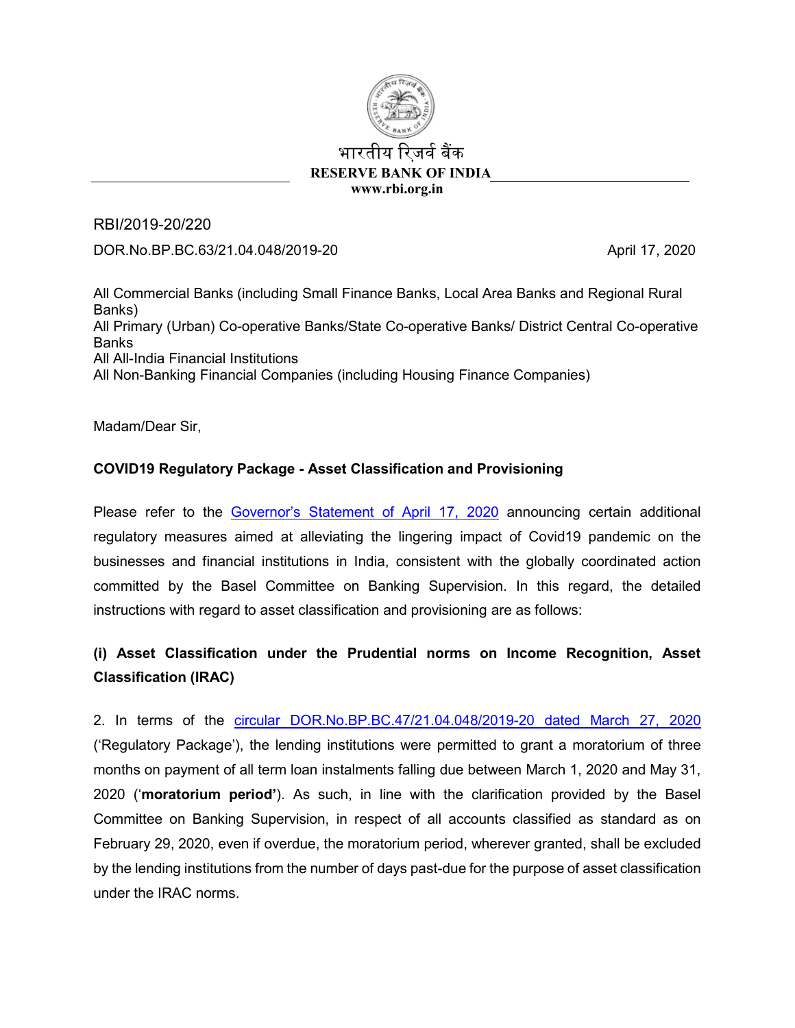भारतीय रिज़र्व बैंक

**RESERVE BANK OF INDIA**

**www.rbi.org.in**

RBI/2019-20/220

DOR.No.BP.BC.63/21.04.048/2019-20 April 17, 2020

All Commercial Banks (including Small Finance Banks, Local Area Banks and Regional Rural Banks)
All Primary (Urban) Co-operative Banks/State Co-operative Banks/ District Central Co-operative Banks
All All-India Financial Institutions
All Non-Banking Financial Companies (including Housing Finance Companies)

Madam/Dear Sir,

**COVID19 Regulatory Package - Asset Classification and Provisioning**

Please refer to the Governor's Statement of April 17, 2020 announcing certain additional regulatory measures aimed at alleviating the lingering impact of Covid19 pandemic on the businesses and financial institutions in India, consistent with the globally coordinated action committed by the Basel Committee on Banking Supervision. In this regard, the detailed instructions with regard to asset classification and provisioning are as follows:

**(i) Asset Classification under the Prudential norms on Income Recognition, Asset Classification (IRAC)**

2. In terms of the circular DOR.No.BP.BC.47/21.04.048/2019-20 dated March 27, 2020 ('Regulatory Package'), the lending institutions were permitted to grant a moratorium of three months on payment of all term loan instalments falling due between March 1, 2020 and May 31, 2020 ('**moratorium period'**). As such, in line with the clarification provided by the Basel Committee on Banking Supervision, in respect of all accounts classified as standard as on February 29, 2020, even if overdue, the moratorium period, wherever granted, shall be excluded by the lending institutions from the number of days past-due for the purpose of asset classification under the IRAC norms.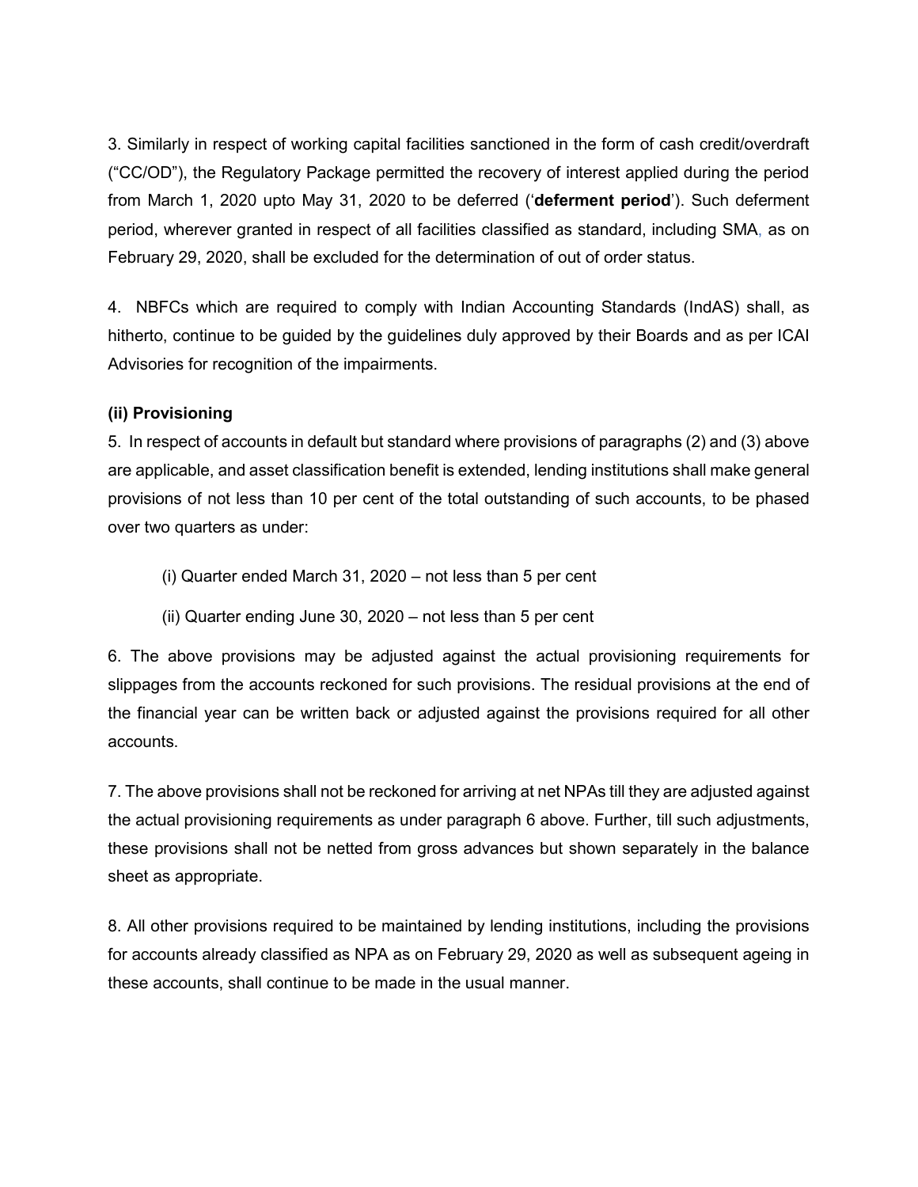3. Similarly in respect of working capital facilities sanctioned in the form of cash credit/overdraft ("CC/OD"), the Regulatory Package permitted the recovery of interest applied during the period from March 1, 2020 upto May 31, 2020 to be deferred ('**deferment period**'). Such deferment period, wherever granted in respect of all facilities classified as standard, including SMA, as on February 29, 2020, shall be excluded for the determination of out of order status.

4. NBFCs which are required to comply with Indian Accounting Standards (IndAS) shall, as hitherto, continue to be guided by the guidelines duly approved by their Boards and as per ICAI Advisories for recognition of the impairments.

**(ii) Provisioning**

5. In respect of accounts in default but standard where provisions of paragraphs (2) and (3) above are applicable, and asset classification benefit is extended, lending institutions shall make general provisions of not less than 10 per cent of the total outstanding of such accounts, to be phased over two quarters as under:

(i) Quarter ended March 31, 2020 – not less than 5 per cent

(ii) Quarter ending June 30, 2020 – not less than 5 per cent

6. The above provisions may be adjusted against the actual provisioning requirements for slippages from the accounts reckoned for such provisions. The residual provisions at the end of the financial year can be written back or adjusted against the provisions required for all other accounts.

7. The above provisions shall not be reckoned for arriving at net NPAs till they are adjusted against the actual provisioning requirements as under paragraph 6 above. Further, till such adjustments, these provisions shall not be netted from gross advances but shown separately in the balance sheet as appropriate.

8. All other provisions required to be maintained by lending institutions, including the provisions for accounts already classified as NPA as on February 29, 2020 as well as subsequent ageing in these accounts, shall continue to be made in the usual manner.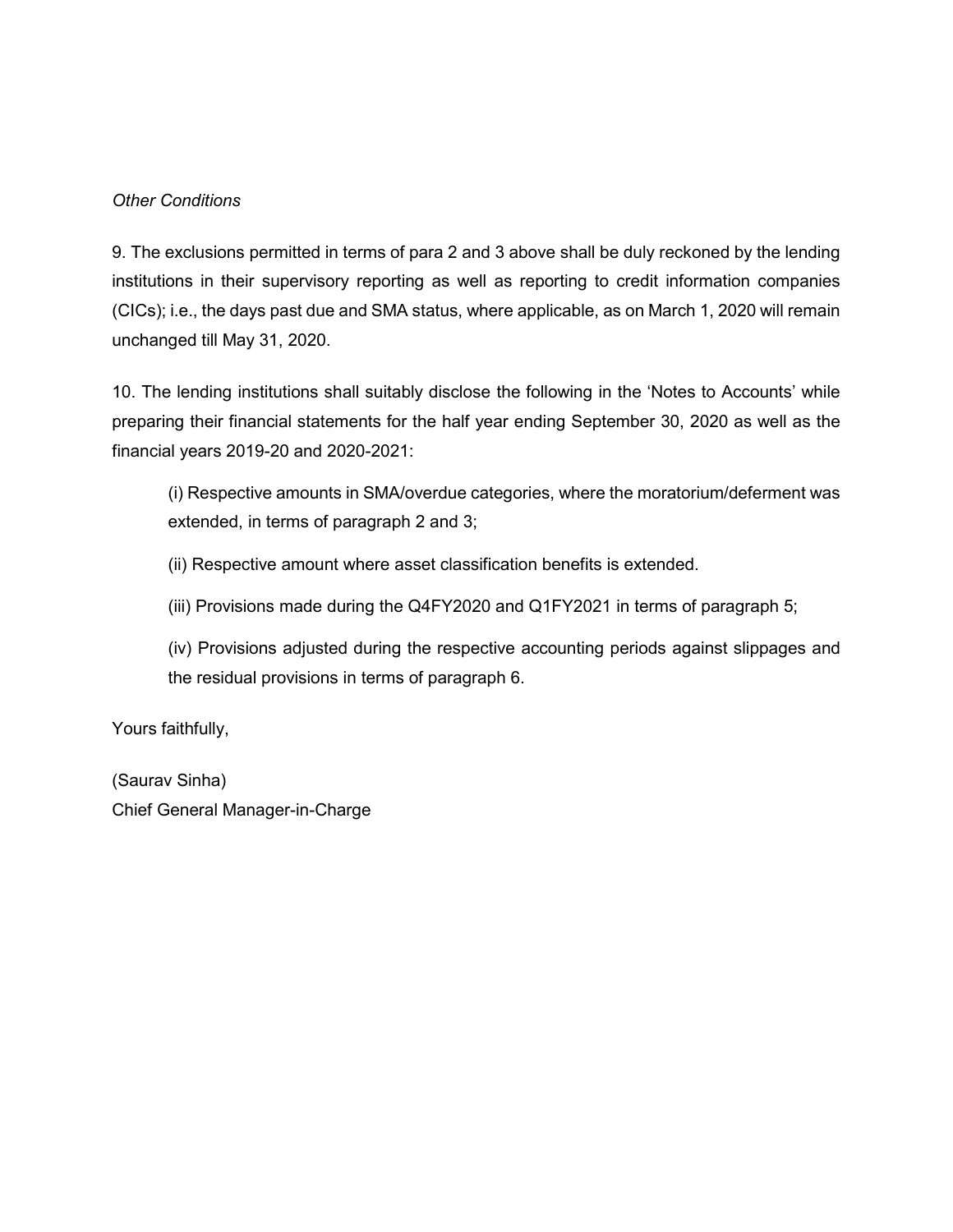*Other Conditions*

9. The exclusions permitted in terms of para 2 and 3 above shall be duly reckoned by the lending institutions in their supervisory reporting as well as reporting to credit information companies (CICs); i.e., the days past due and SMA status, where applicable, as on March 1, 2020 will remain unchanged till May 31, 2020.

10. The lending institutions shall suitably disclose the following in the 'Notes to Accounts' while preparing their financial statements for the half year ending September 30, 2020 as well as the financial years 2019-20 and 2020-2021:

(i) Respective amounts in SMA/overdue categories, where the moratorium/deferment was extended, in terms of paragraph 2 and 3;

(ii) Respective amount where asset classification benefits is extended.

(iii) Provisions made during the Q4FY2020 and Q1FY2021 in terms of paragraph 5;

(iv) Provisions adjusted during the respective accounting periods against slippages and the residual provisions in terms of paragraph 6.

Yours faithfully,

(Saurav Sinha)
Chief General Manager-in-Charge